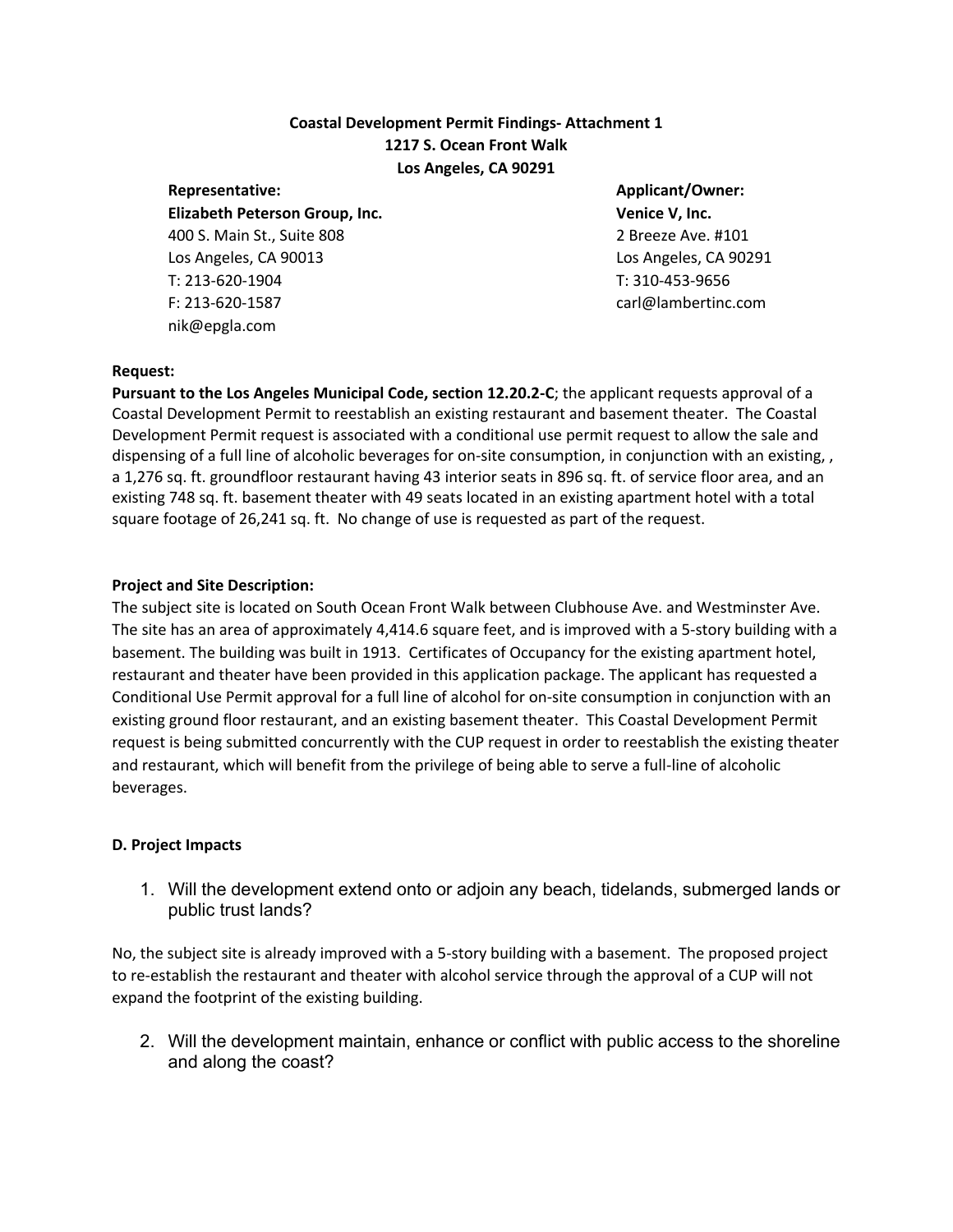**Coastal Development Permit Findings- Attachment 1**
**1217 S. Ocean Front Walk**
**Los Angeles, CA 90291**

**Representative:**
**Elizabeth Peterson Group, Inc.**
400 S. Main St., Suite 808
Los Angeles, CA 90013
T: 213-620-1904
F: 213-620-1587
nik@epgla.com

**Applicant/Owner:**
**Venice V, Inc.**
2 Breeze Ave. #101
Los Angeles, CA 90291
T: 310-453-9656
carl@lambertinc.com

**Request:**
**Pursuant to the Los Angeles Municipal Code, section 12.20.2-C**; the applicant requests approval of a Coastal Development Permit to reestablish an existing restaurant and basement theater. The Coastal Development Permit request is associated with a conditional use permit request to allow the sale and dispensing of a full line of alcoholic beverages for on-site consumption, in conjunction with an existing, , a 1,276 sq. ft. groundfloor restaurant having 43 interior seats in 896 sq. ft. of service floor area, and an existing 748 sq. ft. basement theater with 49 seats located in an existing apartment hotel with a total square footage of 26,241 sq. ft. No change of use is requested as part of the request.

**Project and Site Description:**
The subject site is located on South Ocean Front Walk between Clubhouse Ave. and Westminster Ave. The site has an area of approximately 4,414.6 square feet, and is improved with a 5-story building with a basement. The building was built in 1913. Certificates of Occupancy for the existing apartment hotel, restaurant and theater have been provided in this application package. The applicant has requested a Conditional Use Permit approval for a full line of alcohol for on-site consumption in conjunction with an existing ground floor restaurant, and an existing basement theater. This Coastal Development Permit request is being submitted concurrently with the CUP request in order to reestablish the existing theater and restaurant, which will benefit from the privilege of being able to serve a full-line of alcoholic beverages.

**D. Project Impacts**

1. Will the development extend onto or adjoin any beach, tidelands, submerged lands or public trust lands?

No, the subject site is already improved with a 5-story building with a basement. The proposed project to re-establish the restaurant and theater with alcohol service through the approval of a CUP will not expand the footprint of the existing building.

2. Will the development maintain, enhance or conflict with public access to the shoreline and along the coast?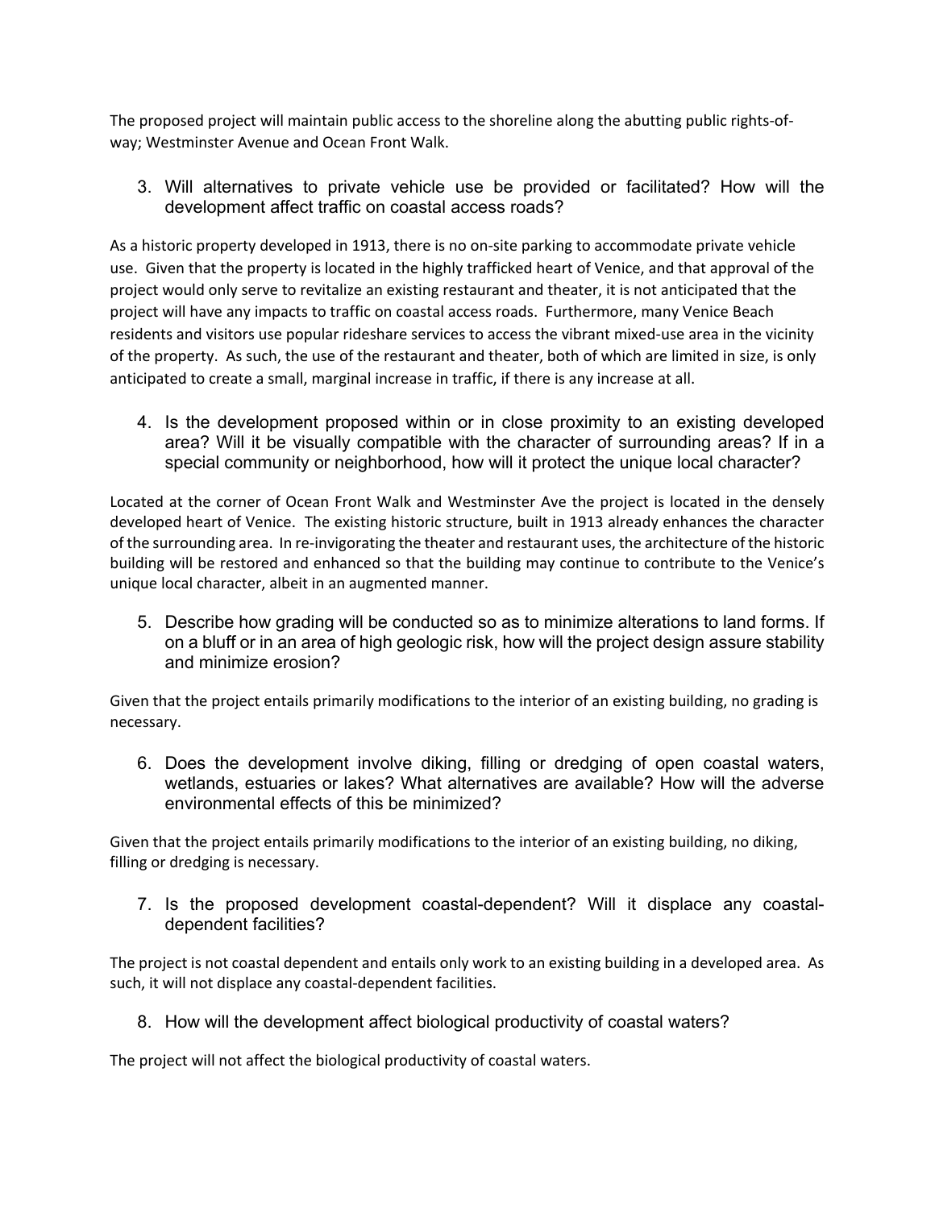The proposed project will maintain public access to the shoreline along the abutting public rights-of-way; Westminster Avenue and Ocean Front Walk.

3. Will alternatives to private vehicle use be provided or facilitated? How will the development affect traffic on coastal access roads?

As a historic property developed in 1913, there is no on-site parking to accommodate private vehicle use. Given that the property is located in the highly trafficked heart of Venice, and that approval of the project would only serve to revitalize an existing restaurant and theater, it is not anticipated that the project will have any impacts to traffic on coastal access roads. Furthermore, many Venice Beach residents and visitors use popular rideshare services to access the vibrant mixed-use area in the vicinity of the property. As such, the use of the restaurant and theater, both of which are limited in size, is only anticipated to create a small, marginal increase in traffic, if there is any increase at all.

4. Is the development proposed within or in close proximity to an existing developed area? Will it be visually compatible with the character of surrounding areas? If in a special community or neighborhood, how will it protect the unique local character?

Located at the corner of Ocean Front Walk and Westminster Ave the project is located in the densely developed heart of Venice. The existing historic structure, built in 1913 already enhances the character of the surrounding area. In re-invigorating the theater and restaurant uses, the architecture of the historic building will be restored and enhanced so that the building may continue to contribute to the Venice's unique local character, albeit in an augmented manner.

5. Describe how grading will be conducted so as to minimize alterations to land forms. If on a bluff or in an area of high geologic risk, how will the project design assure stability and minimize erosion?

Given that the project entails primarily modifications to the interior of an existing building, no grading is necessary.

6. Does the development involve diking, filling or dredging of open coastal waters, wetlands, estuaries or lakes? What alternatives are available? How will the adverse environmental effects of this be minimized?

Given that the project entails primarily modifications to the interior of an existing building, no diking, filling or dredging is necessary.

7. Is the proposed development coastal-dependent? Will it displace any coastal-dependent facilities?

The project is not coastal dependent and entails only work to an existing building in a developed area. As such, it will not displace any coastal-dependent facilities.

8. How will the development affect biological productivity of coastal waters?

The project will not affect the biological productivity of coastal waters.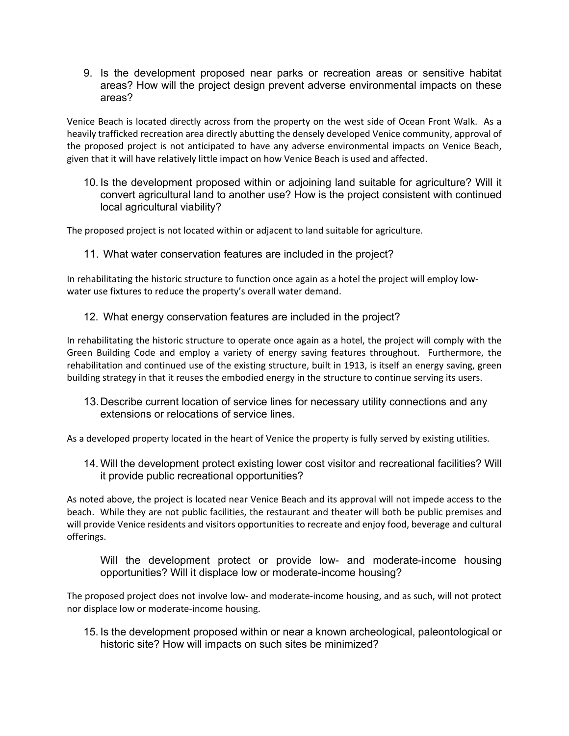9. Is the development proposed near parks or recreation areas or sensitive habitat areas? How will the project design prevent adverse environmental impacts on these areas?

Venice Beach is located directly across from the property on the west side of Ocean Front Walk. As a heavily trafficked recreation area directly abutting the densely developed Venice community, approval of the proposed project is not anticipated to have any adverse environmental impacts on Venice Beach, given that it will have relatively little impact on how Venice Beach is used and affected.

10. Is the development proposed within or adjoining land suitable for agriculture? Will it convert agricultural land to another use? How is the project consistent with continued local agricultural viability?

The proposed project is not located within or adjacent to land suitable for agriculture.

11. What water conservation features are included in the project?

In rehabilitating the historic structure to function once again as a hotel the project will employ low-water use fixtures to reduce the property's overall water demand.

12. What energy conservation features are included in the project?

In rehabilitating the historic structure to operate once again as a hotel, the project will comply with the Green Building Code and employ a variety of energy saving features throughout. Furthermore, the rehabilitation and continued use of the existing structure, built in 1913, is itself an energy saving, green building strategy in that it reuses the embodied energy in the structure to continue serving its users.

13. Describe current location of service lines for necessary utility connections and any extensions or relocations of service lines.

As a developed property located in the heart of Venice the property is fully served by existing utilities.

14. Will the development protect existing lower cost visitor and recreational facilities? Will it provide public recreational opportunities?

As noted above, the project is located near Venice Beach and its approval will not impede access to the beach. While they are not public facilities, the restaurant and theater will both be public premises and will provide Venice residents and visitors opportunities to recreate and enjoy food, beverage and cultural offerings.

Will the development protect or provide low- and moderate-income housing opportunities? Will it displace low or moderate-income housing?

The proposed project does not involve low- and moderate-income housing, and as such, will not protect nor displace low or moderate-income housing.

15. Is the development proposed within or near a known archeological, paleontological or historic site? How will impacts on such sites be minimized?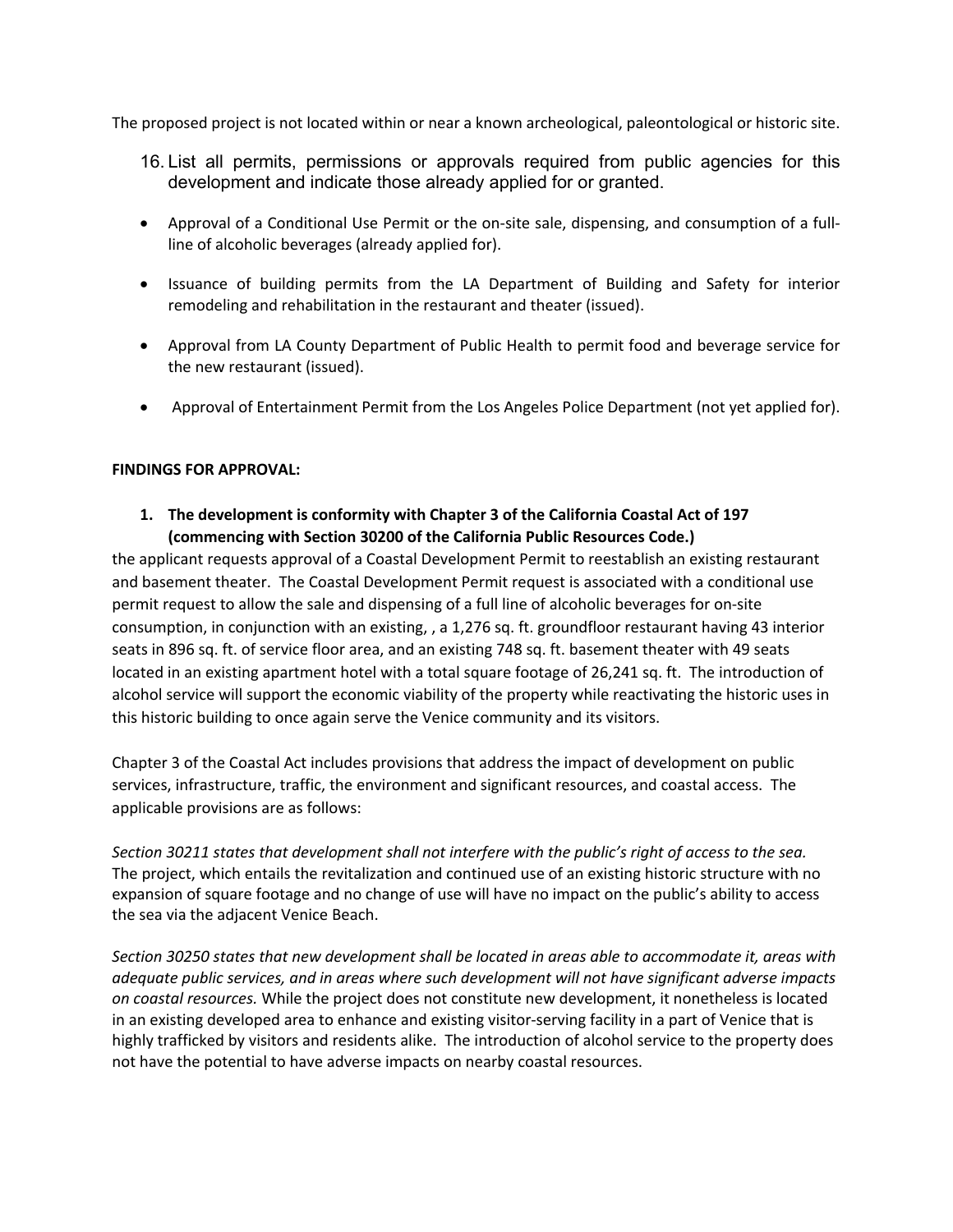The proposed project is not located within or near a known archeological, paleontological or historic site.

16. List all permits, permissions or approvals required from public agencies for this development and indicate those already applied for or granted.

- Approval of a Conditional Use Permit or the on-site sale, dispensing, and consumption of a full-line of alcoholic beverages (already applied for).
- Issuance of building permits from the LA Department of Building and Safety for interior remodeling and rehabilitation in the restaurant and theater (issued).
- Approval from LA County Department of Public Health to permit food and beverage service for the new restaurant (issued).
- Approval of Entertainment Permit from the Los Angeles Police Department (not yet applied for).

**FINDINGS FOR APPROVAL:**

1. **The development is conformity with Chapter 3 of the California Coastal Act of 197 (commencing with Section 30200 of the California Public Resources Code.)**

the applicant requests approval of a Coastal Development Permit to reestablish an existing restaurant and basement theater. The Coastal Development Permit request is associated with a conditional use permit request to allow the sale and dispensing of a full line of alcoholic beverages for on-site consumption, in conjunction with an existing, , a 1,276 sq. ft. groundfloor restaurant having 43 interior seats in 896 sq. ft. of service floor area, and an existing 748 sq. ft. basement theater with 49 seats located in an existing apartment hotel with a total square footage of 26,241 sq. ft. The introduction of alcohol service will support the economic viability of the property while reactivating the historic uses in this historic building to once again serve the Venice community and its visitors.

Chapter 3 of the Coastal Act includes provisions that address the impact of development on public services, infrastructure, traffic, the environment and significant resources, and coastal access. The applicable provisions are as follows:

*Section 30211 states that development shall not interfere with the public's right of access to the sea.* The project, which entails the revitalization and continued use of an existing historic structure with no expansion of square footage and no change of use will have no impact on the public's ability to access the sea via the adjacent Venice Beach.

*Section 30250 states that new development shall be located in areas able to accommodate it, areas with adequate public services, and in areas where such development will not have significant adverse impacts on coastal resources.* While the project does not constitute new development, it nonetheless is located in an existing developed area to enhance and existing visitor-serving facility in a part of Venice that is highly trafficked by visitors and residents alike. The introduction of alcohol service to the property does not have the potential to have adverse impacts on nearby coastal resources.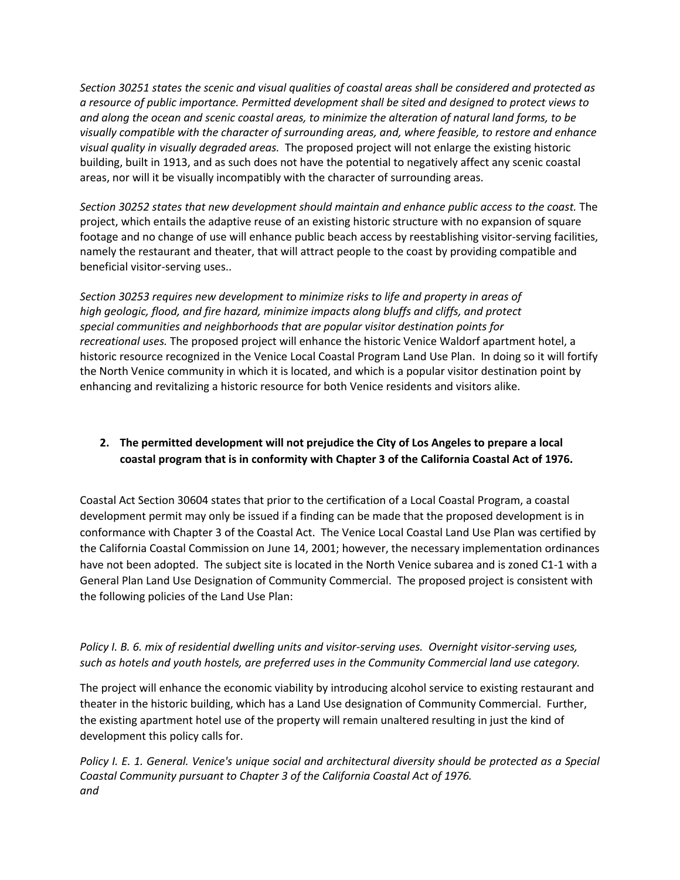*Section 30251 states the scenic and visual qualities of coastal areas shall be considered and protected as a resource of public importance. Permitted development shall be sited and designed to protect views to and along the ocean and scenic coastal areas, to minimize the alteration of natural land forms, to be visually compatible with the character of surrounding areas, and, where feasible, to restore and enhance visual quality in visually degraded areas.* The proposed project will not enlarge the existing historic building, built in 1913, and as such does not have the potential to negatively affect any scenic coastal areas, nor will it be visually incompatibly with the character of surrounding areas.

*Section 30252 states that new development should maintain and enhance public access to the coast.* The project, which entails the adaptive reuse of an existing historic structure with no expansion of square footage and no change of use will enhance public beach access by reestablishing visitor-serving facilities, namely the restaurant and theater, that will attract people to the coast by providing compatible and beneficial visitor-serving uses..

*Section 30253 requires new development to minimize risks to life and property in areas of high geologic, flood, and fire hazard, minimize impacts along bluffs and cliffs, and protect special communities and neighborhoods that are popular visitor destination points for recreational uses.* The proposed project will enhance the historic Venice Waldorf apartment hotel, a historic resource recognized in the Venice Local Coastal Program Land Use Plan. In doing so it will fortify the North Venice community in which it is located, and which is a popular visitor destination point by enhancing and revitalizing a historic resource for both Venice residents and visitors alike.

2. **The permitted development will not prejudice the City of Los Angeles to prepare a local coastal program that is in conformity with Chapter 3 of the California Coastal Act of 1976.**

Coastal Act Section 30604 states that prior to the certification of a Local Coastal Program, a coastal development permit may only be issued if a finding can be made that the proposed development is in conformance with Chapter 3 of the Coastal Act. The Venice Local Coastal Land Use Plan was certified by the California Coastal Commission on June 14, 2001; however, the necessary implementation ordinances have not been adopted. The subject site is located in the North Venice subarea and is zoned C1-1 with a General Plan Land Use Designation of Community Commercial. The proposed project is consistent with the following policies of the Land Use Plan:

*Policy I. B. 6. mix of residential dwelling units and visitor-serving uses. Overnight visitor-serving uses, such as hotels and youth hostels, are preferred uses in the Community Commercial land use category.*

The project will enhance the economic viability by introducing alcohol service to existing restaurant and theater in the historic building, which has a Land Use designation of Community Commercial. Further, the existing apartment hotel use of the property will remain unaltered resulting in just the kind of development this policy calls for.

*Policy I. E. 1. General. Venice's unique social and architectural diversity should be protected as a Special Coastal Community pursuant to Chapter 3 of the California Coastal Act of 1976.*
*and*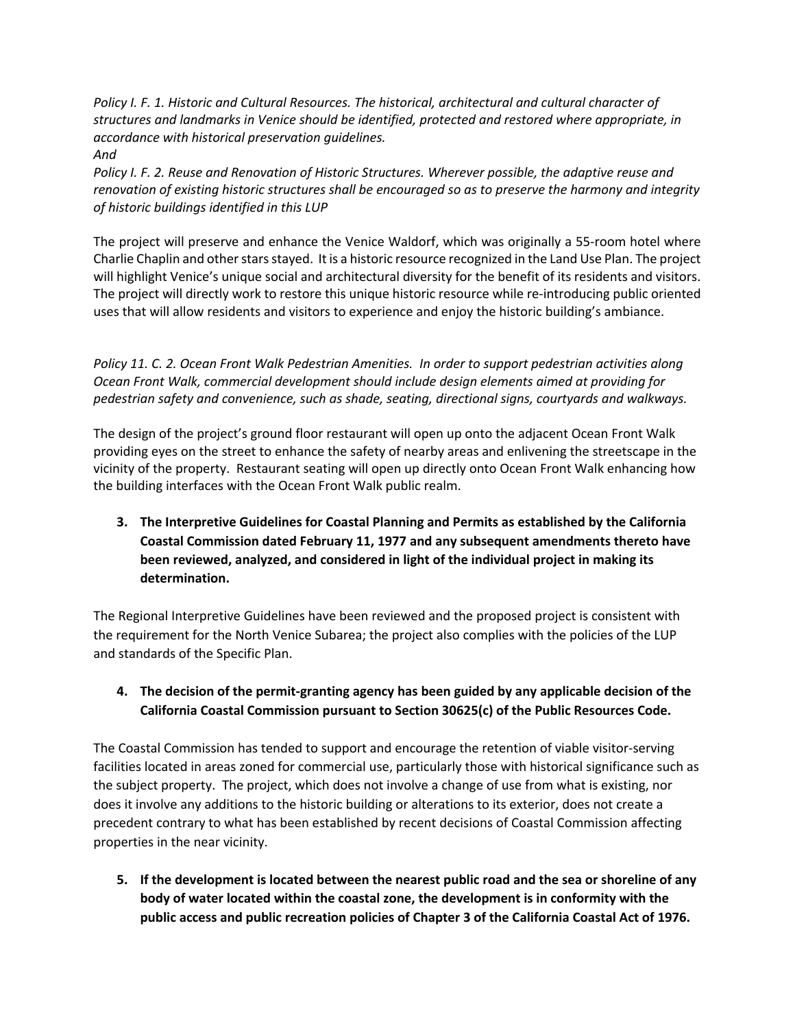*Policy I. F. 1. Historic and Cultural Resources. The historical, architectural and cultural character of structures and landmarks in Venice should be identified, protected and restored where appropriate, in accordance with historical preservation guidelines.*
*And*
*Policy I. F. 2. Reuse and Renovation of Historic Structures. Wherever possible, the adaptive reuse and renovation of existing historic structures shall be encouraged so as to preserve the harmony and integrity of historic buildings identified in this LUP*

The project will preserve and enhance the Venice Waldorf, which was originally a 55-room hotel where Charlie Chaplin and other stars stayed. It is a historic resource recognized in the Land Use Plan. The project will highlight Venice's unique social and architectural diversity for the benefit of its residents and visitors. The project will directly work to restore this unique historic resource while re-introducing public oriented uses that will allow residents and visitors to experience and enjoy the historic building's ambiance.

*Policy 11. C. 2. Ocean Front Walk Pedestrian Amenities. In order to support pedestrian activities along Ocean Front Walk, commercial development should include design elements aimed at providing for pedestrian safety and convenience, such as shade, seating, directional signs, courtyards and walkways.*

The design of the project's ground floor restaurant will open up onto the adjacent Ocean Front Walk providing eyes on the street to enhance the safety of nearby areas and enlivening the streetscape in the vicinity of the property. Restaurant seating will open up directly onto Ocean Front Walk enhancing how the building interfaces with the Ocean Front Walk public realm.

3. **The Interpretive Guidelines for Coastal Planning and Permits as established by the California Coastal Commission dated February 11, 1977 and any subsequent amendments thereto have been reviewed, analyzed, and considered in light of the individual project in making its determination.**

The Regional Interpretive Guidelines have been reviewed and the proposed project is consistent with the requirement for the North Venice Subarea; the project also complies with the policies of the LUP and standards of the Specific Plan.

4. **The decision of the permit-granting agency has been guided by any applicable decision of the California Coastal Commission pursuant to Section 30625(c) of the Public Resources Code.**

The Coastal Commission has tended to support and encourage the retention of viable visitor-serving facilities located in areas zoned for commercial use, particularly those with historical significance such as the subject property. The project, which does not involve a change of use from what is existing, nor does it involve any additions to the historic building or alterations to its exterior, does not create a precedent contrary to what has been established by recent decisions of Coastal Commission affecting properties in the near vicinity.

5. **If the development is located between the nearest public road and the sea or shoreline of any body of water located within the coastal zone, the development is in conformity with the public access and public recreation policies of Chapter 3 of the California Coastal Act of 1976.**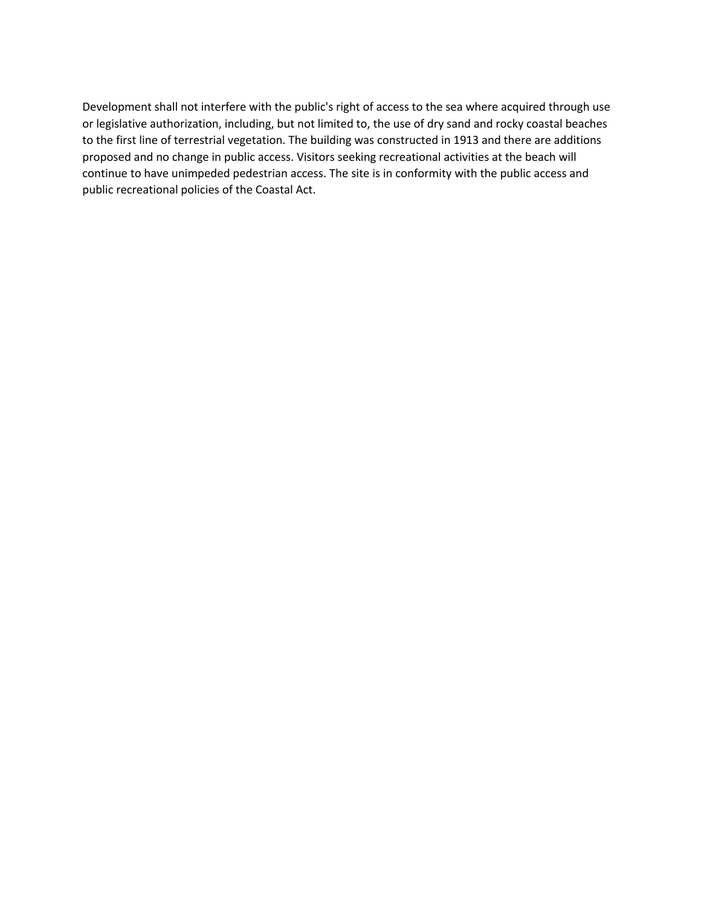Development shall not interfere with the public's right of access to the sea where acquired through use or legislative authorization, including, but not limited to, the use of dry sand and rocky coastal beaches to the first line of terrestrial vegetation. The building was constructed in 1913 and there are additions proposed and no change in public access. Visitors seeking recreational activities at the beach will continue to have unimpeded pedestrian access. The site is in conformity with the public access and public recreational policies of the Coastal Act.